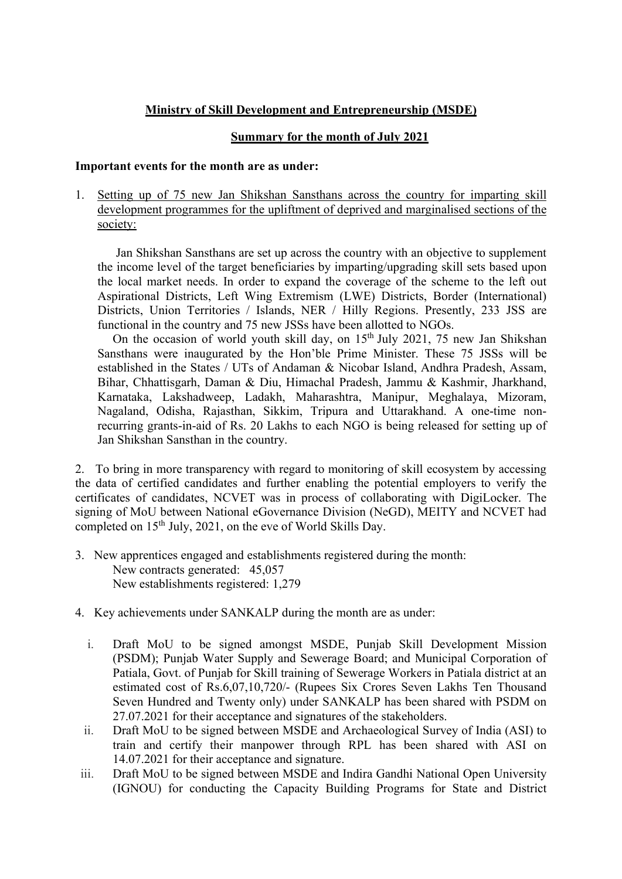**Ministry of Skill Development and Entrepreneurship (MSDE)**

**Summary for the month of July 2021**

**Important events for the month are as under:**

1. Setting up of 75 new Jan Shikshan Sansthans across the country for imparting skill development programmes for the upliftment of deprived and marginalised sections of the society:

   Jan Shikshan Sansthans are set up across the country with an objective to supplement the income level of the target beneficiaries by imparting/upgrading skill sets based upon the local market needs. In order to expand the coverage of the scheme to the left out Aspirational Districts, Left Wing Extremism (LWE) Districts, Border (International) Districts, Union Territories / Islands, NER / Hilly Regions. Presently, 233 JSS are functional in the country and 75 new JSSs have been allotted to NGOs.

   On the occasion of world youth skill day, on 15th July 2021, 75 new Jan Shikshan Sansthans were inaugurated by the Hon'ble Prime Minister. These 75 JSSs will be established in the States / UTs of Andaman & Nicobar Island, Andhra Pradesh, Assam, Bihar, Chhattisgarh, Daman & Diu, Himachal Pradesh, Jammu & Kashmir, Jharkhand, Karnataka, Lakshadweep, Ladakh, Maharashtra, Manipur, Meghalaya, Mizoram, Nagaland, Odisha, Rajasthan, Sikkim, Tripura and Uttarakhand. A one-time non-recurring grants-in-aid of Rs. 20 Lakhs to each NGO is being released for setting up of Jan Shikshan Sansthan in the country.

2. To bring in more transparency with regard to monitoring of skill ecosystem by accessing the data of certified candidates and further enabling the potential employers to verify the certificates of candidates, NCVET was in process of collaborating with DigiLocker. The signing of MoU between National eGovernance Division (NeGD), MEITY and NCVET had completed on 15th July, 2021, on the eve of World Skills Day.

3. New apprentices engaged and establishments registered during the month:
   New contracts generated: 45,057
   New establishments registered: 1,279

4. Key achievements under SANKALP during the month are as under:

   i. Draft MoU to be signed amongst MSDE, Punjab Skill Development Mission (PSDM); Punjab Water Supply and Sewerage Board; and Municipal Corporation of Patiala, Govt. of Punjab for Skill training of Sewerage Workers in Patiala district at an estimated cost of Rs.6,07,10,720/- (Rupees Six Crores Seven Lakhs Ten Thousand Seven Hundred and Twenty only) under SANKALP has been shared with PSDM on 27.07.2021 for their acceptance and signatures of the stakeholders.

   ii. Draft MoU to be signed between MSDE and Archaeological Survey of India (ASI) to train and certify their manpower through RPL has been shared with ASI on 14.07.2021 for their acceptance and signature.

   iii. Draft MoU to be signed between MSDE and Indira Gandhi National Open University (IGNOU) for conducting the Capacity Building Programs for State and District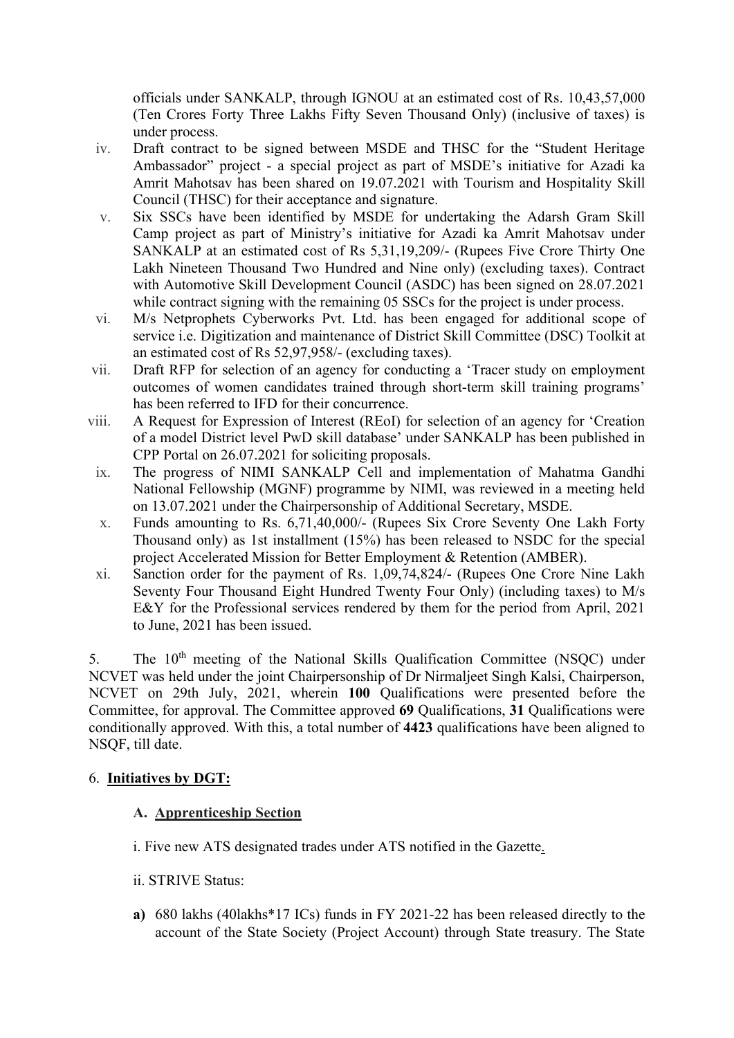officials under SANKALP, through IGNOU at an estimated cost of Rs. 10,43,57,000 (Ten Crores Forty Three Lakhs Fifty Seven Thousand Only) (inclusive of taxes) is under process.

iv. Draft contract to be signed between MSDE and THSC for the "Student Heritage Ambassador" project - a special project as part of MSDE's initiative for Azadi ka Amrit Mahotsav has been shared on 19.07.2021 with Tourism and Hospitality Skill Council (THSC) for their acceptance and signature.

v. Six SSCs have been identified by MSDE for undertaking the Adarsh Gram Skill Camp project as part of Ministry's initiative for Azadi ka Amrit Mahotsav under SANKALP at an estimated cost of Rs 5,31,19,209/- (Rupees Five Crore Thirty One Lakh Nineteen Thousand Two Hundred and Nine only) (excluding taxes). Contract with Automotive Skill Development Council (ASDC) has been signed on 28.07.2021 while contract signing with the remaining 05 SSCs for the project is under process.

vi. M/s Netprophets Cyberworks Pvt. Ltd. has been engaged for additional scope of service i.e. Digitization and maintenance of District Skill Committee (DSC) Toolkit at an estimated cost of Rs 52,97,958/- (excluding taxes).

vii. Draft RFP for selection of an agency for conducting a 'Tracer study on employment outcomes of women candidates trained through short-term skill training programs' has been referred to IFD for their concurrence.

viii. A Request for Expression of Interest (REoI) for selection of an agency for 'Creation of a model District level PwD skill database' under SANKALP has been published in CPP Portal on 26.07.2021 for soliciting proposals.

ix. The progress of NIMI SANKALP Cell and implementation of Mahatma Gandhi National Fellowship (MGNF) programme by NIMI, was reviewed in a meeting held on 13.07.2021 under the Chairpersonship of Additional Secretary, MSDE.

x. Funds amounting to Rs. 6,71,40,000/- (Rupees Six Crore Seventy One Lakh Forty Thousand only) as 1st installment (15%) has been released to NSDC for the special project Accelerated Mission for Better Employment & Retention (AMBER).

xi. Sanction order for the payment of Rs. 1,09,74,824/- (Rupees One Crore Nine Lakh Seventy Four Thousand Eight Hundred Twenty Four Only) (including taxes) to M/s E&Y for the Professional services rendered by them for the period from April, 2021 to June, 2021 has been issued.

5. The 10th meeting of the National Skills Qualification Committee (NSQC) under NCVET was held under the joint Chairpersonship of Dr Nirmaljeet Singh Kalsi, Chairperson, NCVET on 29th July, 2021, wherein **100** Qualifications were presented before the Committee, for approval. The Committee approved **69** Qualifications, **31** Qualifications were conditionally approved. With this, a total number of **4423** qualifications have been aligned to NSQF, till date.

6. **Initiatives by DGT:**

**A. Apprenticeship Section**

i. Five new ATS designated trades under ATS notified in the Gazette.

ii. STRIVE Status:

**a)** 680 lakhs (40lakhs*17 ICs) funds in FY 2021-22 has been released directly to the account of the State Society (Project Account) through State treasury. The State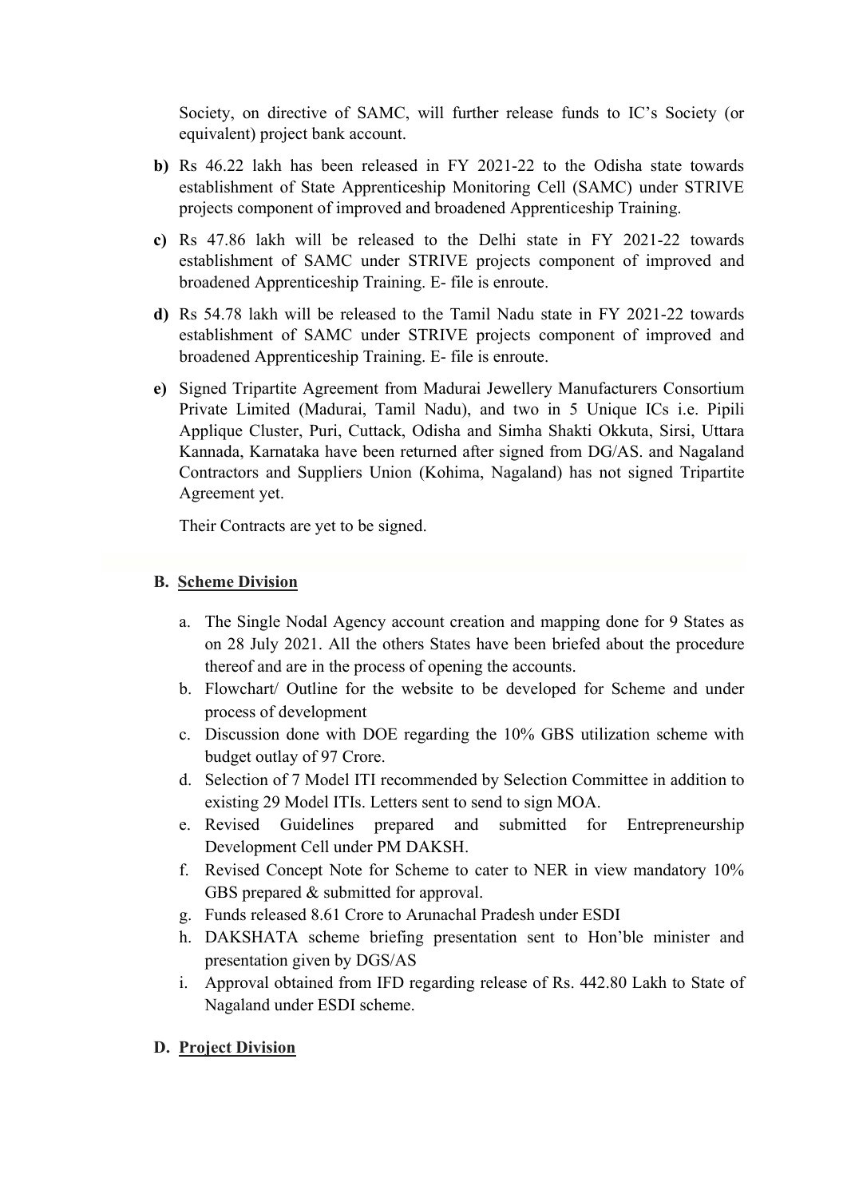Society, on directive of SAMC, will further release funds to IC's Society (or equivalent) project bank account.

**b)** Rs 46.22 lakh has been released in FY 2021-22 to the Odisha state towards establishment of State Apprenticeship Monitoring Cell (SAMC) under STRIVE projects component of improved and broadened Apprenticeship Training.

**c)** Rs 47.86 lakh will be released to the Delhi state in FY 2021-22 towards establishment of SAMC under STRIVE projects component of improved and broadened Apprenticeship Training. E- file is enroute.

**d)** Rs 54.78 lakh will be released to the Tamil Nadu state in FY 2021-22 towards establishment of SAMC under STRIVE projects component of improved and broadened Apprenticeship Training. E- file is enroute.

**e)** Signed Tripartite Agreement from Madurai Jewellery Manufacturers Consortium Private Limited (Madurai, Tamil Nadu), and two in 5 Unique ICs i.e. Pipili Applique Cluster, Puri, Cuttack, Odisha and Simha Shakti Okkuta, Sirsi, Uttara Kannada, Karnataka have been returned after signed from DG/AS. and Nagaland Contractors and Suppliers Union (Kohima, Nagaland) has not signed Tripartite Agreement yet.

Their Contracts are yet to be signed.

**B. Scheme Division**

a. The Single Nodal Agency account creation and mapping done for 9 States as on 28 July 2021. All the others States have been briefed about the procedure thereof and are in the process of opening the accounts.
b. Flowchart/ Outline for the website to be developed for Scheme and under process of development
c. Discussion done with DOE regarding the 10% GBS utilization scheme with budget outlay of 97 Crore.
d. Selection of 7 Model ITI recommended by Selection Committee in addition to existing 29 Model ITIs. Letters sent to send to sign MOA.
e. Revised Guidelines prepared and submitted for Entrepreneurship Development Cell under PM DAKSH.
f. Revised Concept Note for Scheme to cater to NER in view mandatory 10% GBS prepared & submitted for approval.
g. Funds released 8.61 Crore to Arunachal Pradesh under ESDI
h. DAKSHATA scheme briefing presentation sent to Hon'ble minister and presentation given by DGS/AS
i. Approval obtained from IFD regarding release of Rs. 442.80 Lakh to State of Nagaland under ESDI scheme.

**D. Project Division**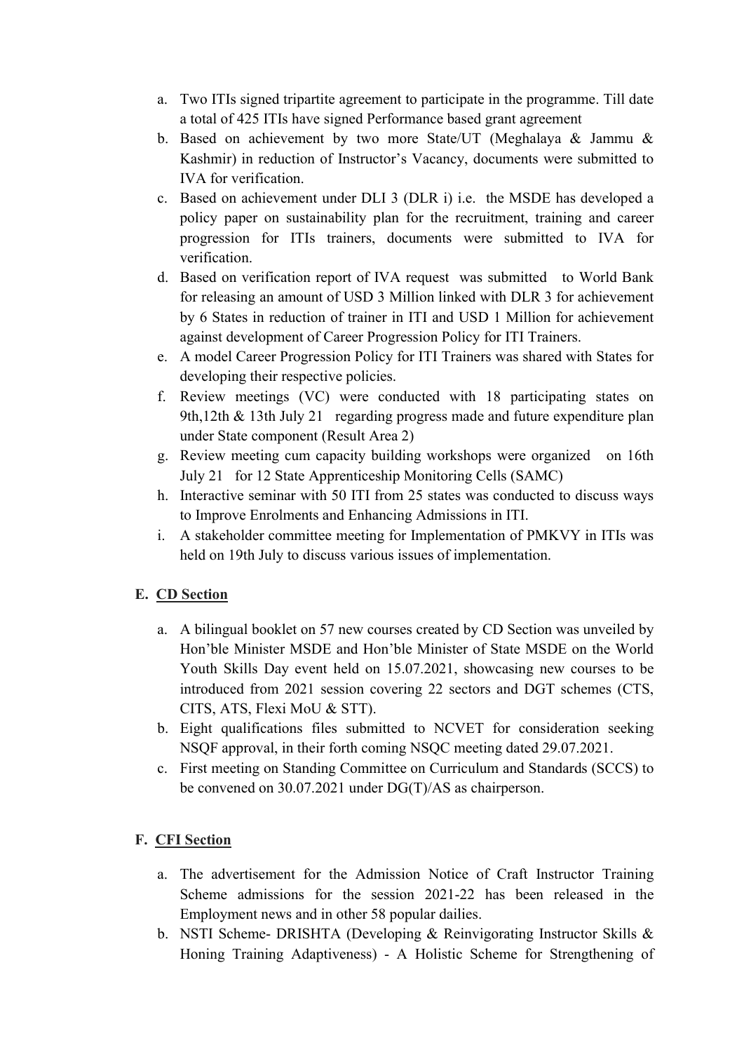a. Two ITIs signed tripartite agreement to participate in the programme. Till date a total of 425 ITIs have signed Performance based grant agreement
b. Based on achievement by two more State/UT (Meghalaya & Jammu & Kashmir) in reduction of Instructor's Vacancy, documents were submitted to IVA for verification.
c. Based on achievement under DLI 3 (DLR i) i.e. the MSDE has developed a policy paper on sustainability plan for the recruitment, training and career progression for ITIs trainers, documents were submitted to IVA for verification.
d. Based on verification report of IVA request was submitted to World Bank for releasing an amount of USD 3 Million linked with DLR 3 for achievement by 6 States in reduction of trainer in ITI and USD 1 Million for achievement against development of Career Progression Policy for ITI Trainers.
e. A model Career Progression Policy for ITI Trainers was shared with States for developing their respective policies.
f. Review meetings (VC) were conducted with 18 participating states on 9th,12th & 13th July 21 regarding progress made and future expenditure plan under State component (Result Area 2)
g. Review meeting cum capacity building workshops were organized on 16th July 21 for 12 State Apprenticeship Monitoring Cells (SAMC)
h. Interactive seminar with 50 ITI from 25 states was conducted to discuss ways to Improve Enrolments and Enhancing Admissions in ITI.
i. A stakeholder committee meeting for Implementation of PMKVY in ITIs was held on 19th July to discuss various issues of implementation.

## E. CD Section

a. A bilingual booklet on 57 new courses created by CD Section was unveiled by Hon'ble Minister MSDE and Hon'ble Minister of State MSDE on the World Youth Skills Day event held on 15.07.2021, showcasing new courses to be introduced from 2021 session covering 22 sectors and DGT schemes (CTS, CITS, ATS, Flexi MoU & STT).
b. Eight qualifications files submitted to NCVET for consideration seeking NSQF approval, in their forth coming NSQC meeting dated 29.07.2021.
c. First meeting on Standing Committee on Curriculum and Standards (SCCS) to be convened on 30.07.2021 under DG(T)/AS as chairperson.

## F. CFI Section

a. The advertisement for the Admission Notice of Craft Instructor Training Scheme admissions for the session 2021-22 has been released in the Employment news and in other 58 popular dailies.
b. NSTI Scheme- DRISHTA (Developing & Reinvigorating Instructor Skills & Honing Training Adaptiveness) - A Holistic Scheme for Strengthening of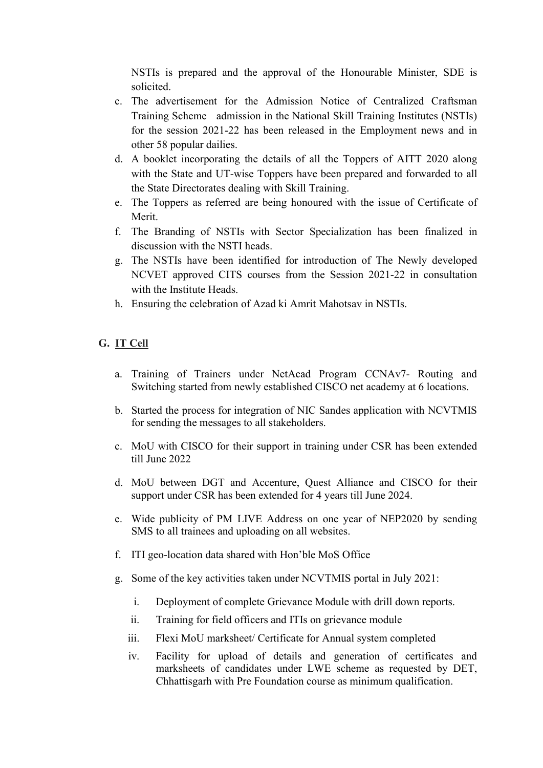NSTIs is prepared and the approval of the Honourable Minister, SDE is solicited.

c. The advertisement for the Admission Notice of Centralized Craftsman Training Scheme admission in the National Skill Training Institutes (NSTIs) for the session 2021-22 has been released in the Employment news and in other 58 popular dailies.
d. A booklet incorporating the details of all the Toppers of AITT 2020 along with the State and UT-wise Toppers have been prepared and forwarded to all the State Directorates dealing with Skill Training.
e. The Toppers as referred are being honoured with the issue of Certificate of Merit.
f. The Branding of NSTIs with Sector Specialization has been finalized in discussion with the NSTI heads.
g. The NSTIs have been identified for introduction of The Newly developed NCVET approved CITS courses from the Session 2021-22 in consultation with the Institute Heads.
h. Ensuring the celebration of Azad ki Amrit Mahotsav in NSTIs.

## G. <u>IT Cell</u>

a. Training of Trainers under NetAcad Program CCNAv7- Routing and Switching started from newly established CISCO net academy at 6 locations.

b. Started the process for integration of NIC Sandes application with NCVTMIS for sending the messages to all stakeholders.

c. MoU with CISCO for their support in training under CSR has been extended till June 2022

d. MoU between DGT and Accenture, Quest Alliance and CISCO for their support under CSR has been extended for 4 years till June 2024.

e. Wide publicity of PM LIVE Address on one year of NEP2020 by sending SMS to all trainees and uploading on all websites.

f. ITI geo-location data shared with Hon'ble MoS Office

g. Some of the key activities taken under NCVTMIS portal in July 2021:

   i. Deployment of complete Grievance Module with drill down reports.
   ii. Training for field officers and ITIs on grievance module
   iii. Flexi MoU marksheet/ Certificate for Annual system completed
   iv. Facility for upload of details and generation of certificates and marksheets of candidates under LWE scheme as requested by DET, Chhattisgarh with Pre Foundation course as minimum qualification.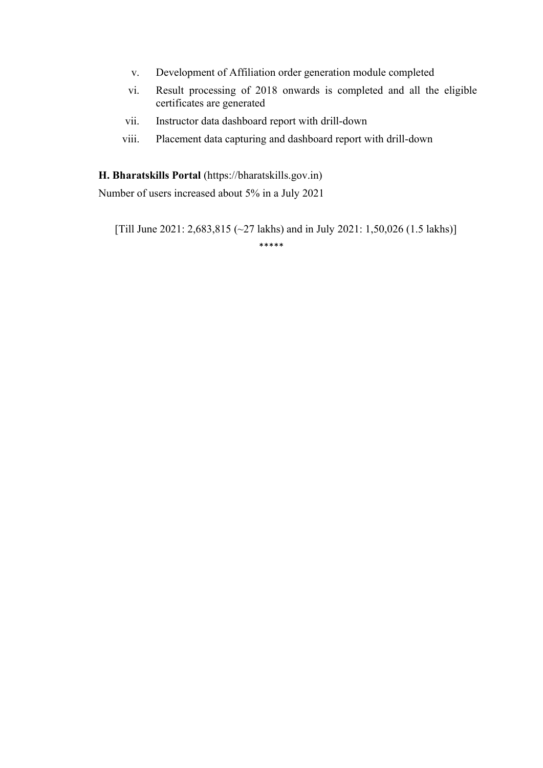v. Development of Affiliation order generation module completed

vi. Result processing of 2018 onwards is completed and all the eligible certificates are generated

vii. Instructor data dashboard report with drill-down

viii. Placement data capturing and dashboard report with drill-down

**H. Bharatskills Portal** (https://bharatskills.gov.in)

Number of users increased about 5% in a July 2021

[Till June 2021: 2,683,815 (~27 lakhs) and in July 2021: 1,50,026 (1.5 lakhs)]

*****